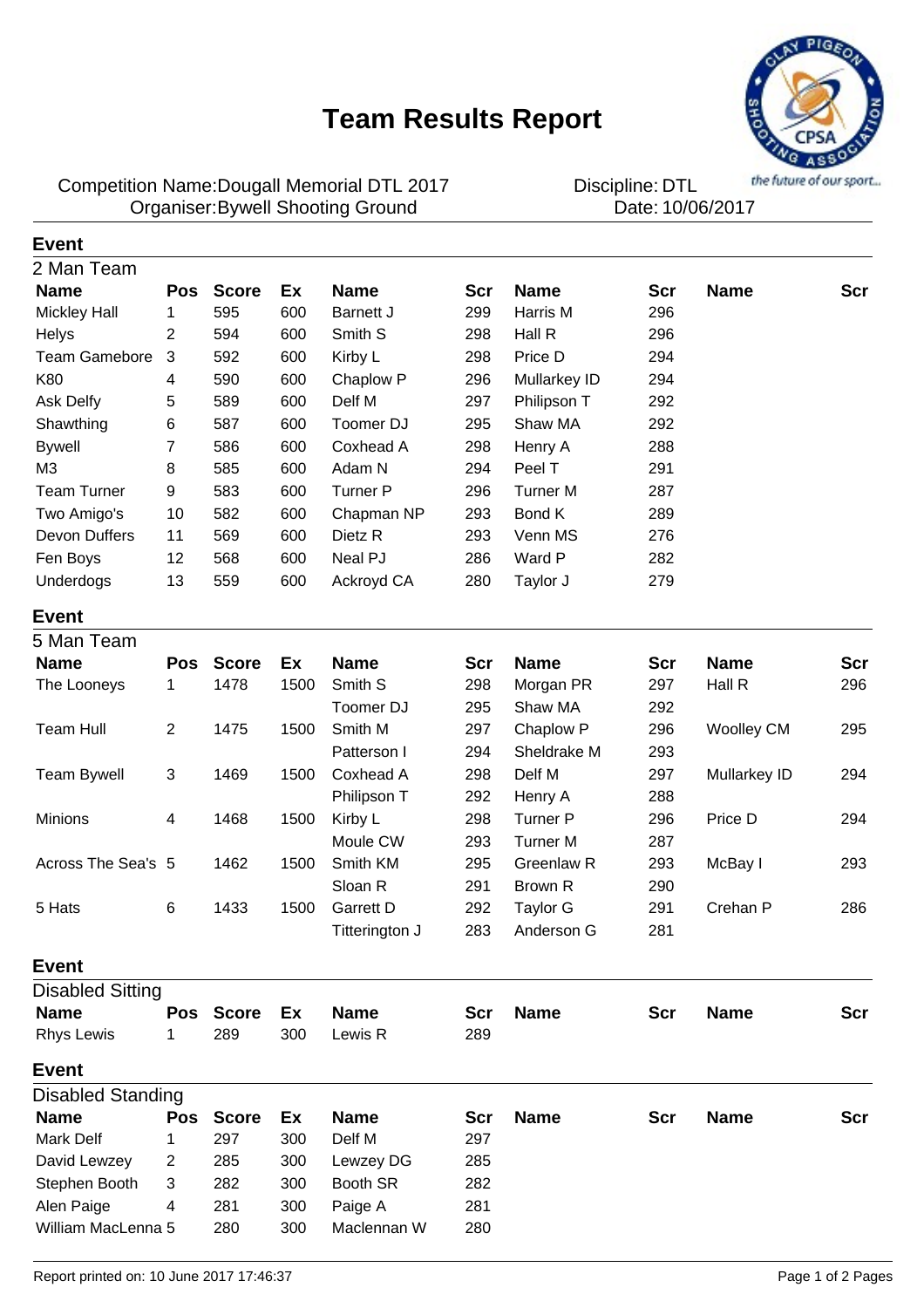# Team Results Report

Competition Name:Dougall Memorial DTL 2017
Organiser:Bywell Shooting Ground

Discipline: DTL
Date: 10/06/2017

## Event

### 2 Man Team

| Name | Pos | Score | Ex | Name | Scr | Name | Scr | Name | Scr |
|---|---|---|---|---|---|---|---|---|---|
| Mickley Hall | 1 | 595 | 600 | Barnett J | 299 | Harris M | 296 | | |
| Helys | 2 | 594 | 600 | Smith S | 298 | Hall R | 296 | | |
| Team Gamebore | 3 | 592 | 600 | Kirby L | 298 | Price D | 294 | | |
| K80 | 4 | 590 | 600 | Chaplow P | 296 | Mullarkey ID | 294 | | |
| Ask Delfy | 5 | 589 | 600 | Delf M | 297 | Philipson T | 292 | | |
| Shawthing | 6 | 587 | 600 | Toomer DJ | 295 | Shaw MA | 292 | | |
| Bywell | 7 | 586 | 600 | Coxhead A | 298 | Henry A | 288 | | |
| M3 | 8 | 585 | 600 | Adam N | 294 | Peel T | 291 | | |
| Team Turner | 9 | 583 | 600 | Turner P | 296 | Turner M | 287 | | |
| Two Amigo's | 10 | 582 | 600 | Chapman NP | 293 | Bond K | 289 | | |
| Devon Duffers | 11 | 569 | 600 | Dietz R | 293 | Venn MS | 276 | | |
| Fen Boys | 12 | 568 | 600 | Neal PJ | 286 | Ward P | 282 | | |
| Underdogs | 13 | 559 | 600 | Ackroyd CA | 280 | Taylor J | 279 | | |

## Event

### 5 Man Team

| Name | Pos | Score | Ex | Name | Scr | Name | Scr | Name | Scr |
|---|---|---|---|---|---|---|---|---|---|
| The Looneys | 1 | 1478 | 1500 | Smith S | 298 | Morgan PR | 297 | Hall R | 296 |
| | | | | Toomer DJ | 295 | Shaw MA | 292 | | |
| Team Hull | 2 | 1475 | 1500 | Smith M | 297 | Chaplow P | 296 | Woolley CM | 295 |
| | | | | Patterson I | 294 | Sheldrake M | 293 | | |
| Team Bywell | 3 | 1469 | 1500 | Coxhead A | 298 | Delf M | 297 | Mullarkey ID | 294 |
| | | | | Philipson T | 292 | Henry A | 288 | | |
| Minions | 4 | 1468 | 1500 | Kirby L | 298 | Turner P | 296 | Price D | 294 |
| | | | | Moule CW | 293 | Turner M | 287 | | |
| Across The Sea's | 5 | 1462 | 1500 | Smith KM | 295 | Greenlaw R | 293 | McBay I | 293 |
| | | | | Sloan R | 291 | Brown R | 290 | | |
| 5 Hats | 6 | 1433 | 1500 | Garrett D | 292 | Taylor G | 291 | Crehan P | 286 |
| | | | | Titterington J | 283 | Anderson G | 281 | | |

## Event

### Disabled Sitting

| Name | Pos | Score | Ex | Name | Scr | Name | Scr | Name | Scr |
|---|---|---|---|---|---|---|---|---|---|
| Rhys Lewis | 1 | 289 | 300 | Lewis R | 289 | | | | |

## Event

### Disabled Standing

| Name | Pos | Score | Ex | Name | Scr | Name | Scr | Name | Scr |
|---|---|---|---|---|---|---|---|---|---|
| Mark Delf | 1 | 297 | 300 | Delf M | 297 | | | | |
| David Lewzey | 2 | 285 | 300 | Lewzey DG | 285 | | | | |
| Stephen Booth | 3 | 282 | 300 | Booth SR | 282 | | | | |
| Alen Paige | 4 | 281 | 300 | Paige A | 281 | | | | |
| William MacLenna | 5 | 280 | 300 | Maclennan W | 280 | | | | |

Report printed on: 10 June 2017 17:46:37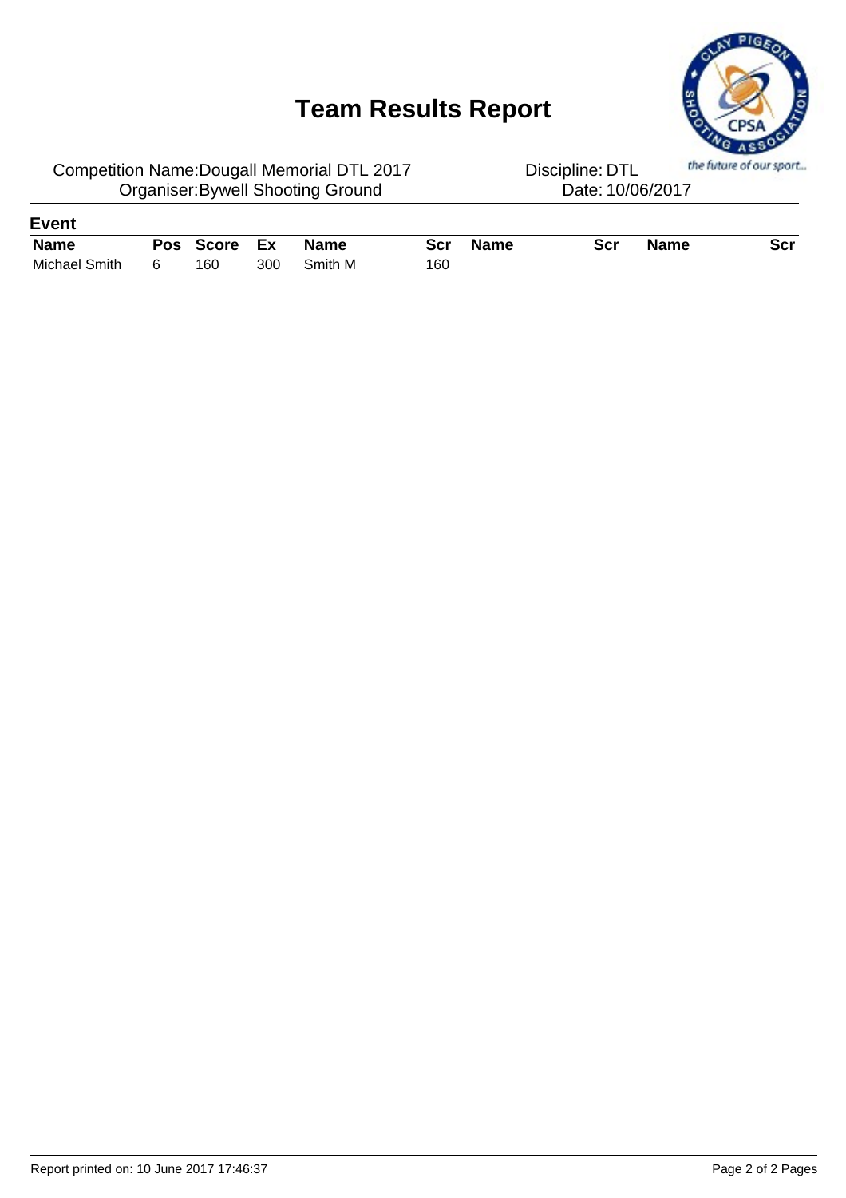# Team Results Report

Competition Name:Dougall Memorial DTL 2017
Organiser:Bywell Shooting Ground

Discipline: DTL
Date: 10/06/2017

the future of our sport...

**Event**

| Name | Pos | Score | Ex | Name | Scr | Name | Scr | Name | Scr |
|---|---|---|---|---|---|---|---|---|---|
| Michael Smith | 6 | 160 | 300 | Smith M | 160 | | | | |

Report printed on: 10 June 2017 17:46:37